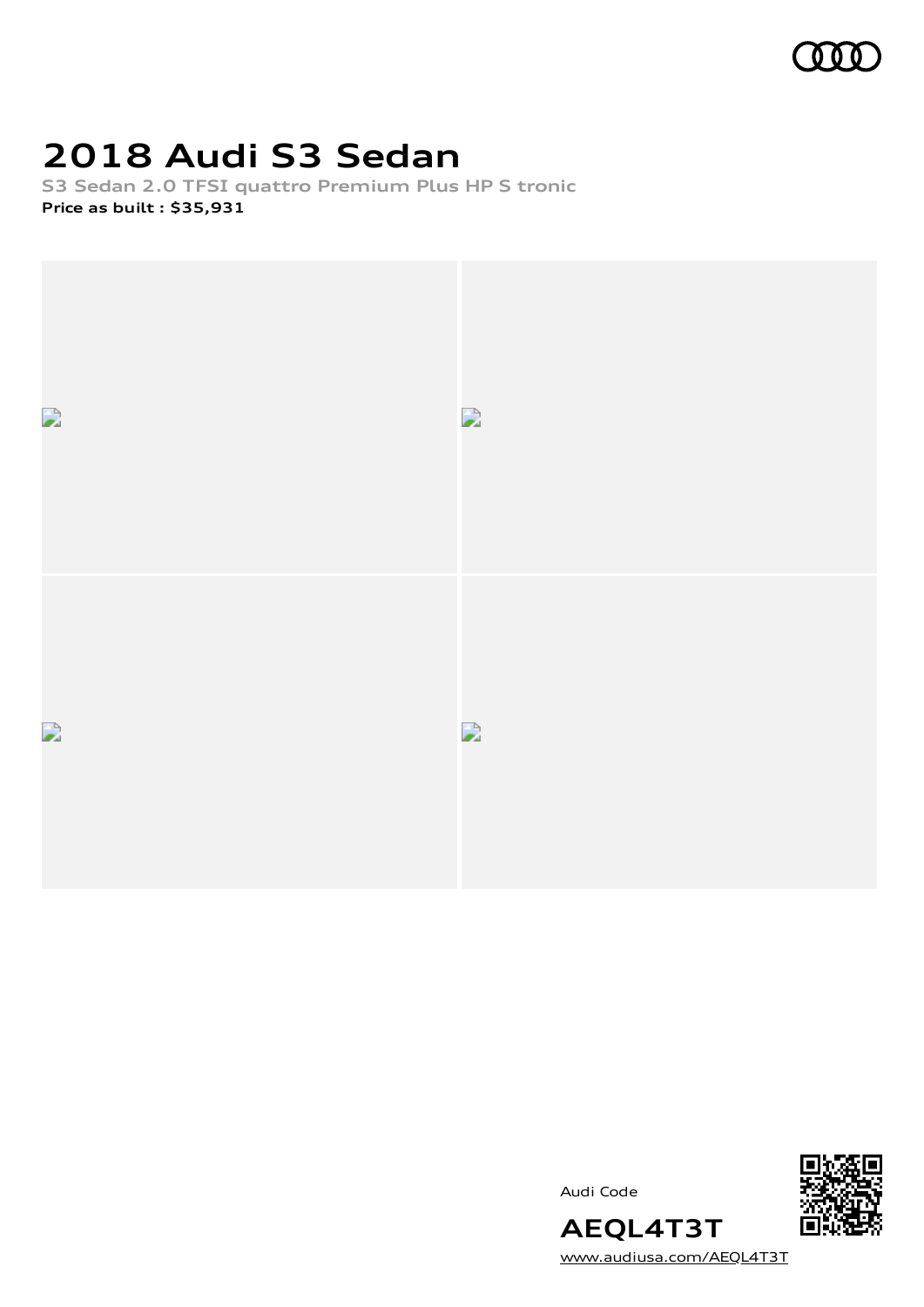# 2018 Audi S3 Sedan

S3 Sedan 2.0 TFSI quattro Premium Plus HP S tronic

**Price as built : $35,931**

Audi Code

**AEQL4T3T**

www.audiusa.com/AEQL4T3T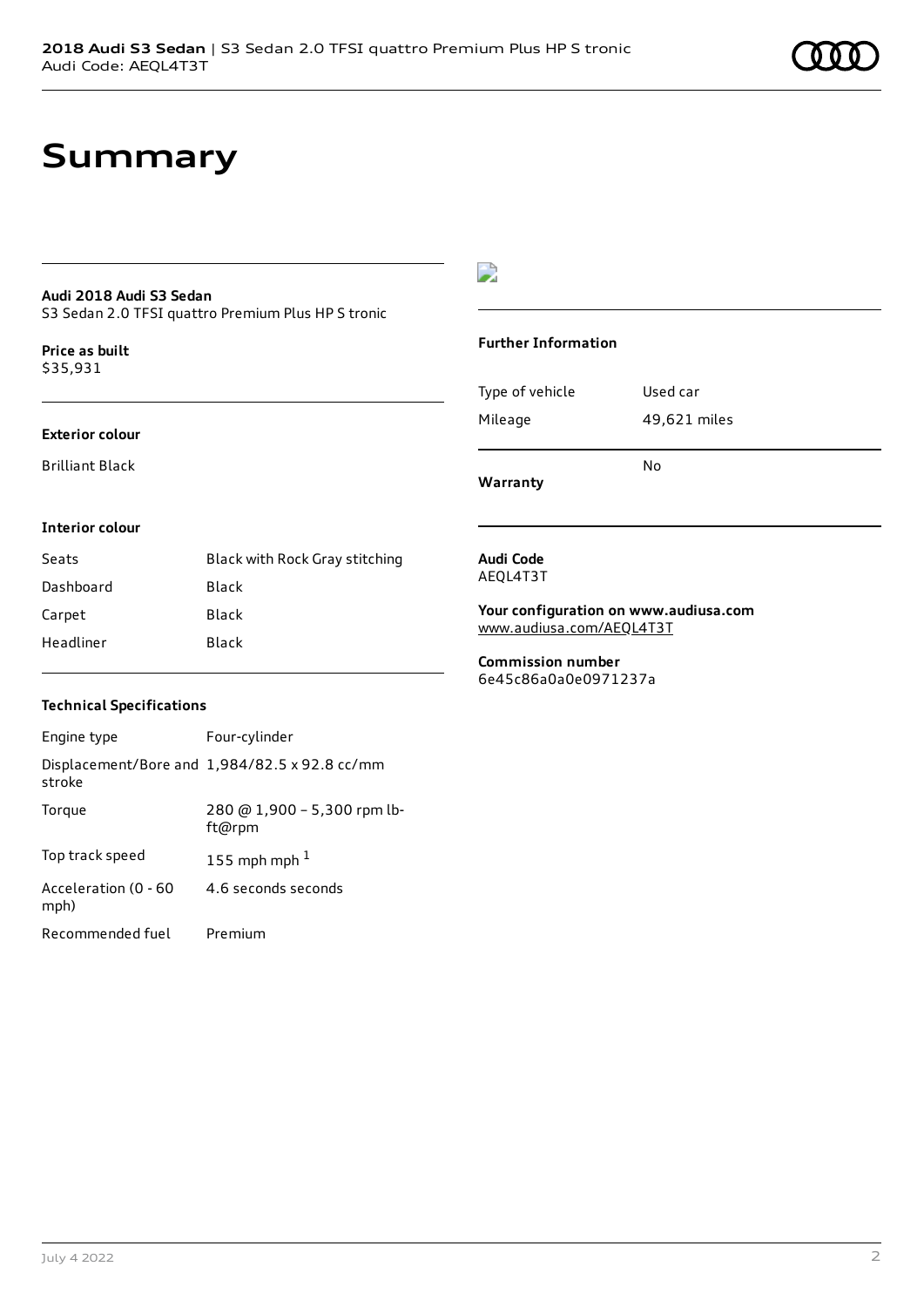# Summary

**Audi 2018 Audi S3 Sedan**
S3 Sedan 2.0 TFSI quattro Premium Plus HP S tronic

**Price as built**
$35,931

**Exterior colour**

Brilliant Black

**Interior colour**

| Seats | Black with Rock Gray stitching |
| --- | --- |
| Dashboard | Black |
| Carpet | Black |
| Headliner | Black |

**Technical Specifications**

| Engine type | Four-cylinder |
| --- | --- |
| Displacement/Bore and stroke | 1,984/82.5 x 92.8 cc/mm |
| Torque | 280 @ 1,900 – 5,300 rpm lb-ft@rpm |
| Top track speed | 155 mph mph [1] |
| Acceleration (0 - 60 mph) | 4.6 seconds seconds |
| Recommended fuel | Premium |

**Further Information**

| Type of vehicle | Used car |
| --- | --- |
| Mileage | 49,621 miles |
| **Warranty** | No |

**Audi Code**
AEQL4T3T

**Your configuration on www.audiusa.com**
www.audiusa.com/AEQL4T3T

**Commission number**
6e45c86a0a0e0971237a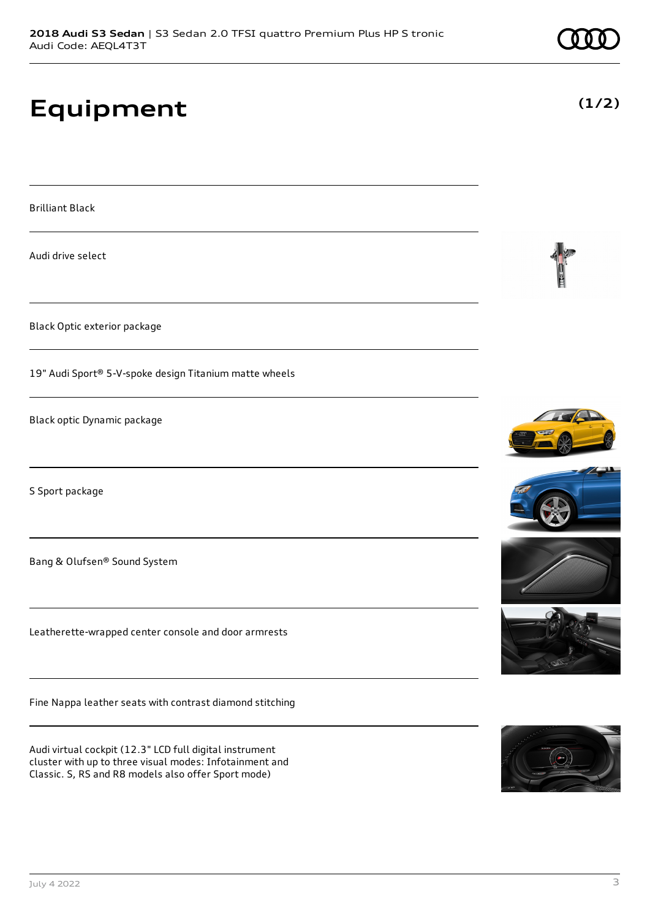# Equipment

(1/2)

Brilliant Black

Audi drive select

Black Optic exterior package

19" Audi Sport® 5-V-spoke design Titanium matte wheels

Black optic Dynamic package

S Sport package

Bang & Olufsen® Sound System

Leatherette-wrapped center console and door armrests

Fine Nappa leather seats with contrast diamond stitching

Audi virtual cockpit (12.3" LCD full digital instrument cluster with up to three visual modes: Infotainment and Classic. S, RS and R8 models also offer Sport mode)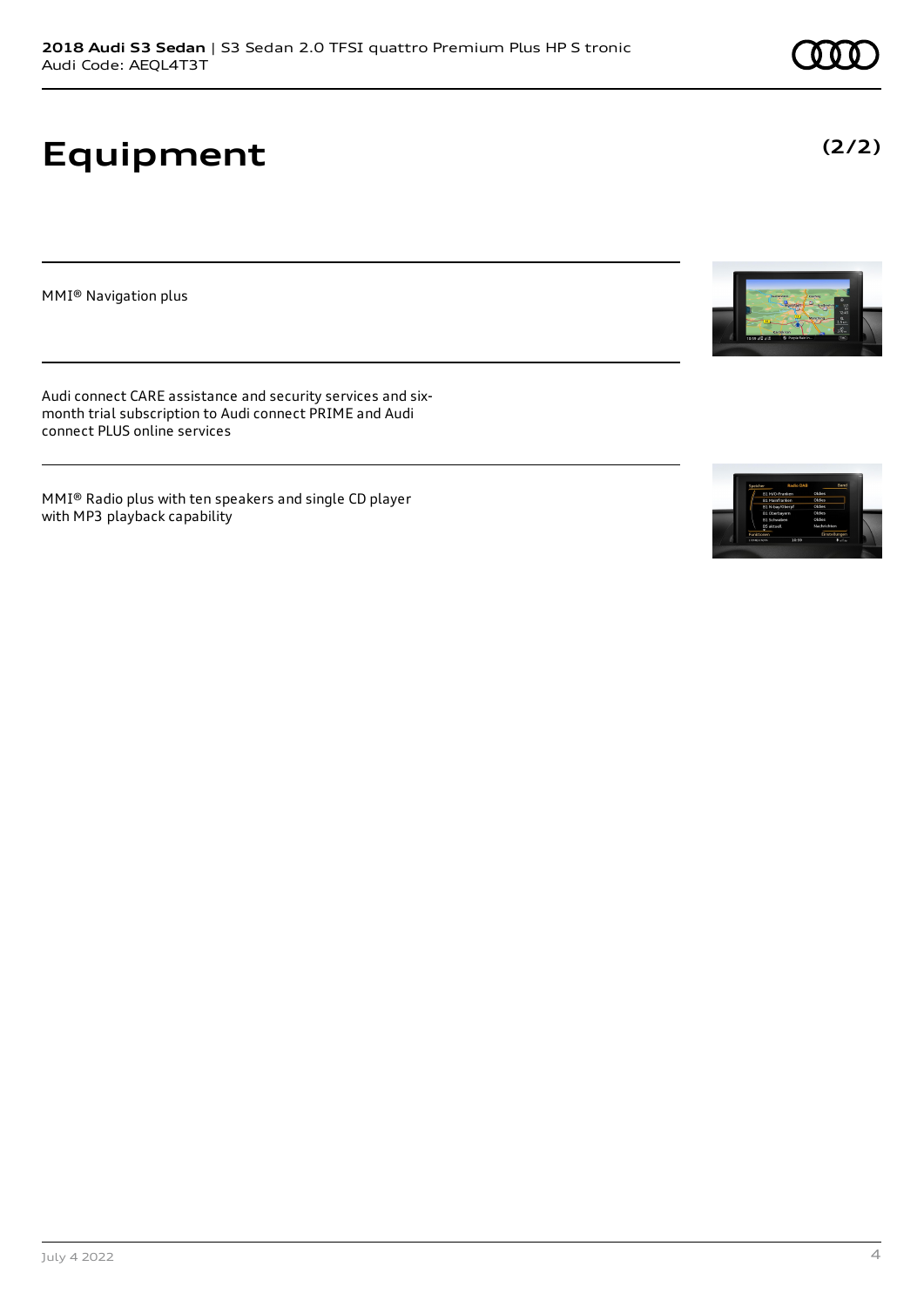# Equipment

**(2/2)**

MMI® Navigation plus

Audi connect CARE assistance and security services and six-month trial subscription to Audi connect PRIME and Audi connect PLUS online services

MMI® Radio plus with ten speakers and single CD player with MP3 playback capability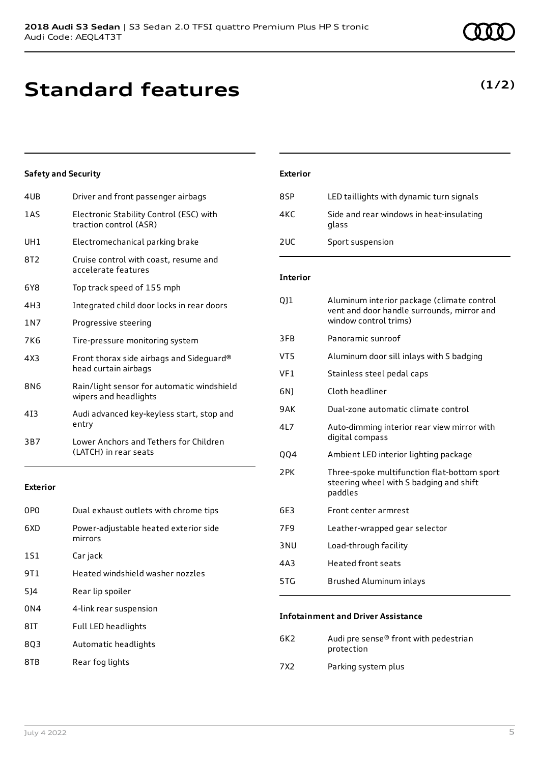# Standard features

**(1/2)**

### Safety and Security

| | |
|---|---|
| 4UB | Driver and front passenger airbags |
| 1AS | Electronic Stability Control (ESC) with traction control (ASR) |
| UH1 | Electromechanical parking brake |
| 8T2 | Cruise control with coast, resume and accelerate features |
| 6Y8 | Top track speed of 155 mph |
| 4H3 | Integrated child door locks in rear doors |
| 1N7 | Progressive steering |
| 7K6 | Tire-pressure monitoring system |
| 4X3 | Front thorax side airbags and Sideguard® head curtain airbags |
| 8N6 | Rain/light sensor for automatic windshield wipers and headlights |
| 4I3 | Audi advanced key-keyless start, stop and entry |
| 3B7 | Lower Anchors and Tethers for Children (LATCH) in rear seats |

### Exterior

| | |
|---|---|
| 0P0 | Dual exhaust outlets with chrome tips |
| 6XD | Power-adjustable heated exterior side mirrors |
| 1S1 | Car jack |
| 9T1 | Heated windshield washer nozzles |
| 5J4 | Rear lip spoiler |
| 0N4 | 4-link rear suspension |
| 8IT | Full LED headlights |
| 8Q3 | Automatic headlights |
| 8TB | Rear fog lights |

### Exterior

| | |
|---|---|
| 8SP | LED taillights with dynamic turn signals |
| 4KC | Side and rear windows in heat-insulating glass |
| 2UC | Sport suspension |

### Interior

| | |
|---|---|
| QJ1 | Aluminum interior package (climate control vent and door handle surrounds, mirror and window control trims) |
| 3FB | Panoramic sunroof |
| VT5 | Aluminum door sill inlays with S badging |
| VF1 | Stainless steel pedal caps |
| 6NJ | Cloth headliner |
| 9AK | Dual-zone automatic climate control |
| 4L7 | Auto-dimming interior rear view mirror with digital compass |
| QQ4 | Ambient LED interior lighting package |
| 2PK | Three-spoke multifunction flat-bottom sport steering wheel with S badging and shift paddles |
| 6E3 | Front center armrest |
| 7F9 | Leather-wrapped gear selector |
| 3NU | Load-through facility |
| 4A3 | Heated front seats |
| 5TG | Brushed Aluminum inlays |

### Infotainment and Driver Assistance

| | |
|---|---|
| 6K2 | Audi pre sense® front with pedestrian protection |
| 7X2 | Parking system plus |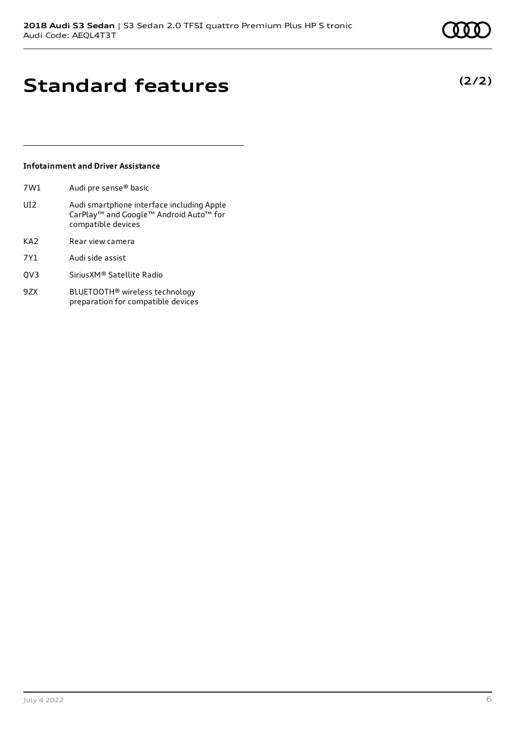# Standard features

**(2/2)**

### Infotainment and Driver Assistance

| | |
|---|---|
| 7W1 | Audi pre sense® basic |
| UI2 | Audi smartphone interface including Apple CarPlay™ and Google™ Android Auto™ for compatible devices |
| KA2 | Rear view camera |
| 7Y1 | Audi side assist |
| QV3 | SiriusXM® Satellite Radio |
| 9ZX | BLUETOOTH® wireless technology preparation for compatible devices |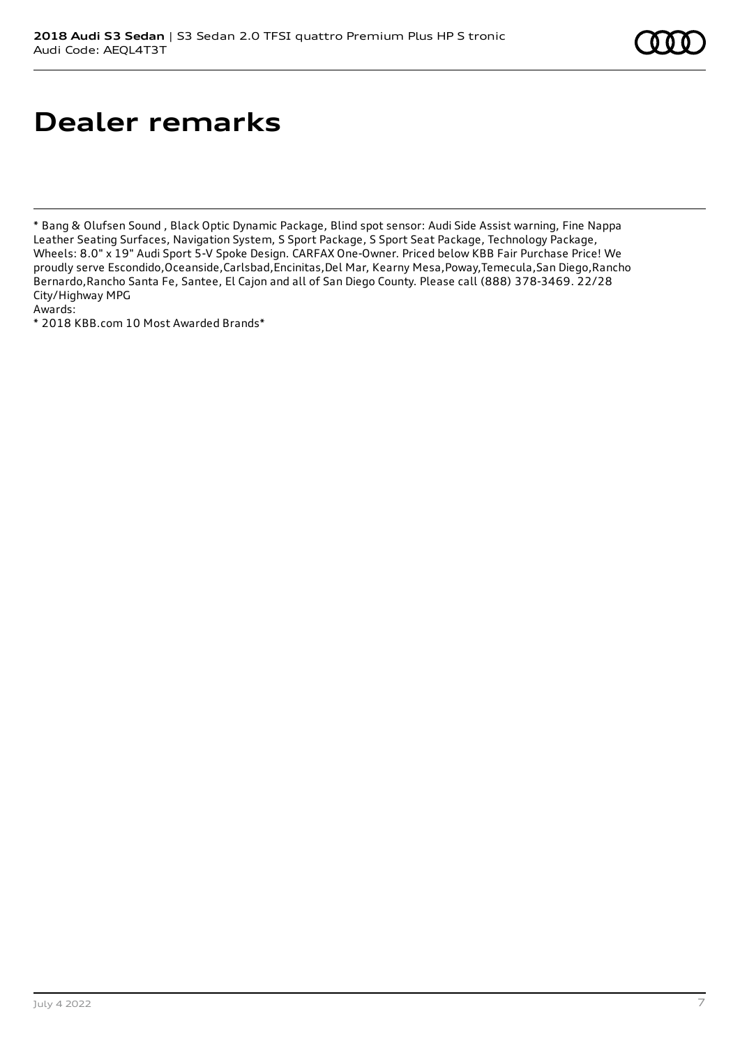# Dealer remarks

* Bang & Olufsen Sound , Black Optic Dynamic Package, Blind spot sensor: Audi Side Assist warning, Fine Nappa Leather Seating Surfaces, Navigation System, S Sport Package, S Sport Seat Package, Technology Package, Wheels: 8.0" x 19" Audi Sport 5-V Spoke Design. CARFAX One-Owner. Priced below KBB Fair Purchase Price! We proudly serve Escondido,Oceanside,Carlsbad,Encinitas,Del Mar, Kearny Mesa,Poway,Temecula,San Diego,Rancho Bernardo,Rancho Santa Fe, Santee, El Cajon and all of San Diego County. Please call (888) 378-3469. 22/28 City/Highway MPG

Awards:

* 2018 KBB.com 10 Most Awarded Brands*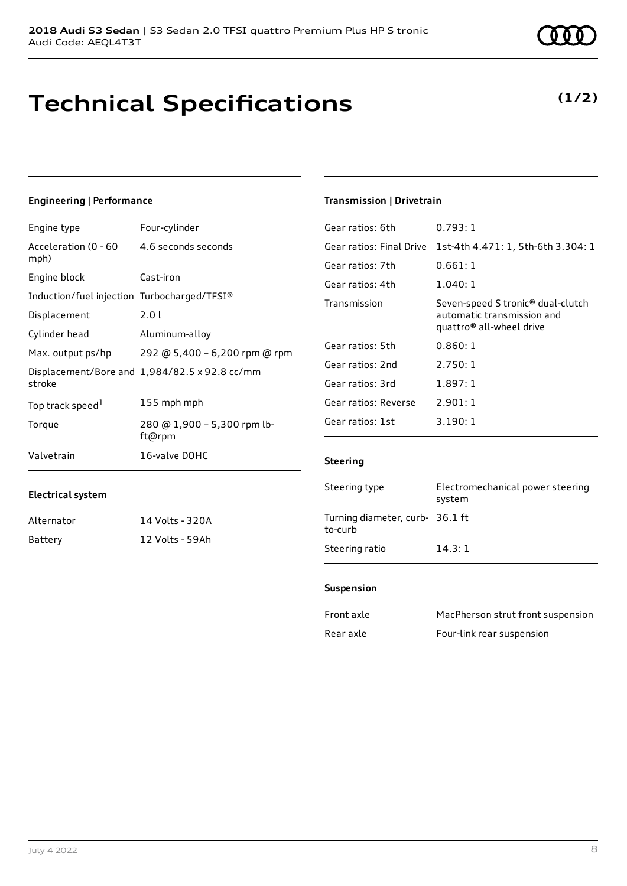# Technical Specifications

**(1/2)**

## Engineering | Performance

| | |
|---|---|
| Engine type | Four-cylinder |
| Acceleration (0 - 60 mph) | 4.6 seconds seconds |
| Engine block | Cast-iron |
| Induction/fuel injection | Turbocharged/TFSI® |
| Displacement | 2.0 l |
| Cylinder head | Aluminum-alloy |
| Max. output ps/hp | 292 @ 5,400 – 6,200 rpm @ rpm |
| Displacement/Bore and stroke | 1,984/82.5 x 92.8 cc/mm |
| Top track speed[1] | 155 mph mph |
| Torque | 280 @ 1,900 – 5,300 rpm lb-ft@rpm |
| Valvetrain | 16-valve DOHC |

## Electrical system

| | |
|---|---|
| Alternator | 14 Volts - 320A |
| Battery | 12 Volts - 59Ah |

## Transmission | Drivetrain

| | |
|---|---|
| Gear ratios: 6th | 0.793: 1 |
| Gear ratios: Final Drive | 1st-4th 4.471: 1, 5th-6th 3.304: 1 |
| Gear ratios: 7th | 0.661: 1 |
| Gear ratios: 4th | 1.040: 1 |
| Transmission | Seven-speed S tronic® dual-clutch automatic transmission and quattro® all-wheel drive |
| Gear ratios: 5th | 0.860: 1 |
| Gear ratios: 2nd | 2.750: 1 |
| Gear ratios: 3rd | 1.897: 1 |
| Gear ratios: Reverse | 2.901: 1 |
| Gear ratios: 1st | 3.190: 1 |

## Steering

| | |
|---|---|
| Steering type | Electromechanical power steering system |
| Turning diameter, curb-to-curb | 36.1 ft |
| Steering ratio | 14.3: 1 |

## Suspension

| | |
|---|---|
| Front axle | MacPherson strut front suspension |
| Rear axle | Four-link rear suspension |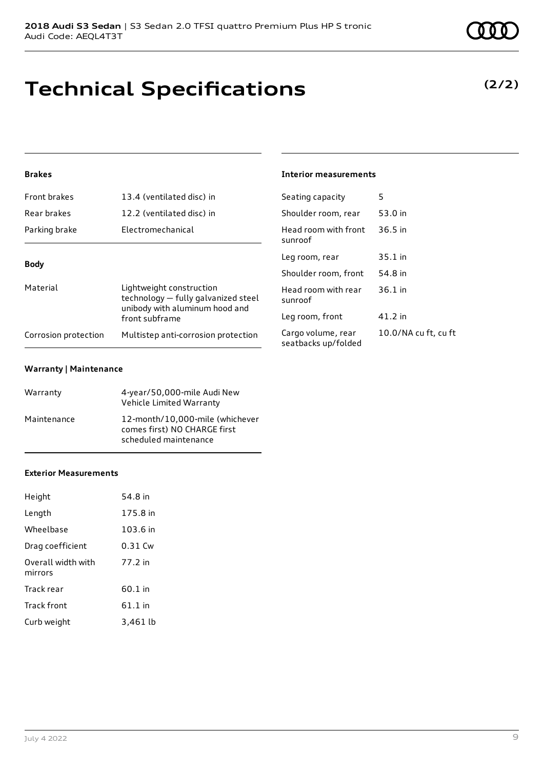# Technical Specifications

**(2/2)**

### Brakes

| | |
|---|---|
| Front brakes | 13.4 (ventilated disc) in |
| Rear brakes | 12.2 (ventilated disc) in |
| Parking brake | Electromechanical |

### Body

| | |
|---|---|
| Material | Lightweight construction technology — fully galvanized steel unibody with aluminum hood and front subframe |
| Corrosion protection | Multistep anti-corrosion protection |

### Warranty | Maintenance

| | |
|---|---|
| Warranty | 4-year/50,000-mile Audi New Vehicle Limited Warranty |
| Maintenance | 12-month/10,000-mile (whichever comes first) NO CHARGE first scheduled maintenance |

### Exterior Measurements

| | |
|---|---|
| Height | 54.8 in |
| Length | 175.8 in |
| Wheelbase | 103.6 in |
| Drag coefficient | 0.31 Cw |
| Overall width with mirrors | 77.2 in |
| Track rear | 60.1 in |
| Track front | 61.1 in |
| Curb weight | 3,461 lb |

### Interior measurements

| | |
|---|---|
| Seating capacity | 5 |
| Shoulder room, rear | 53.0 in |
| Head room with front sunroof | 36.5 in |
| Leg room, rear | 35.1 in |
| Shoulder room, front | 54.8 in |
| Head room with rear sunroof | 36.1 in |
| Leg room, front | 41.2 in |
| Cargo volume, rear seatbacks up/folded | 10.0/NA cu ft, cu ft |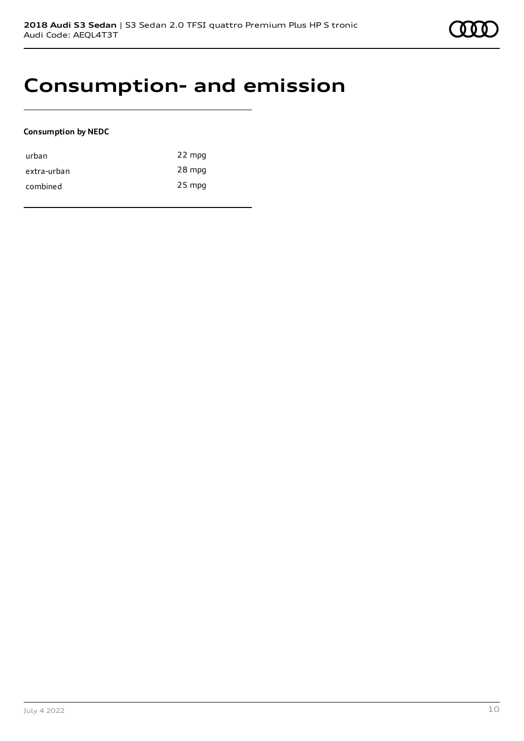# Consumption- and emission

**Consumption by NEDC**

| | |
|---|---|
| urban | 22 mpg |
| extra-urban | 28 mpg |
| combined | 25 mpg |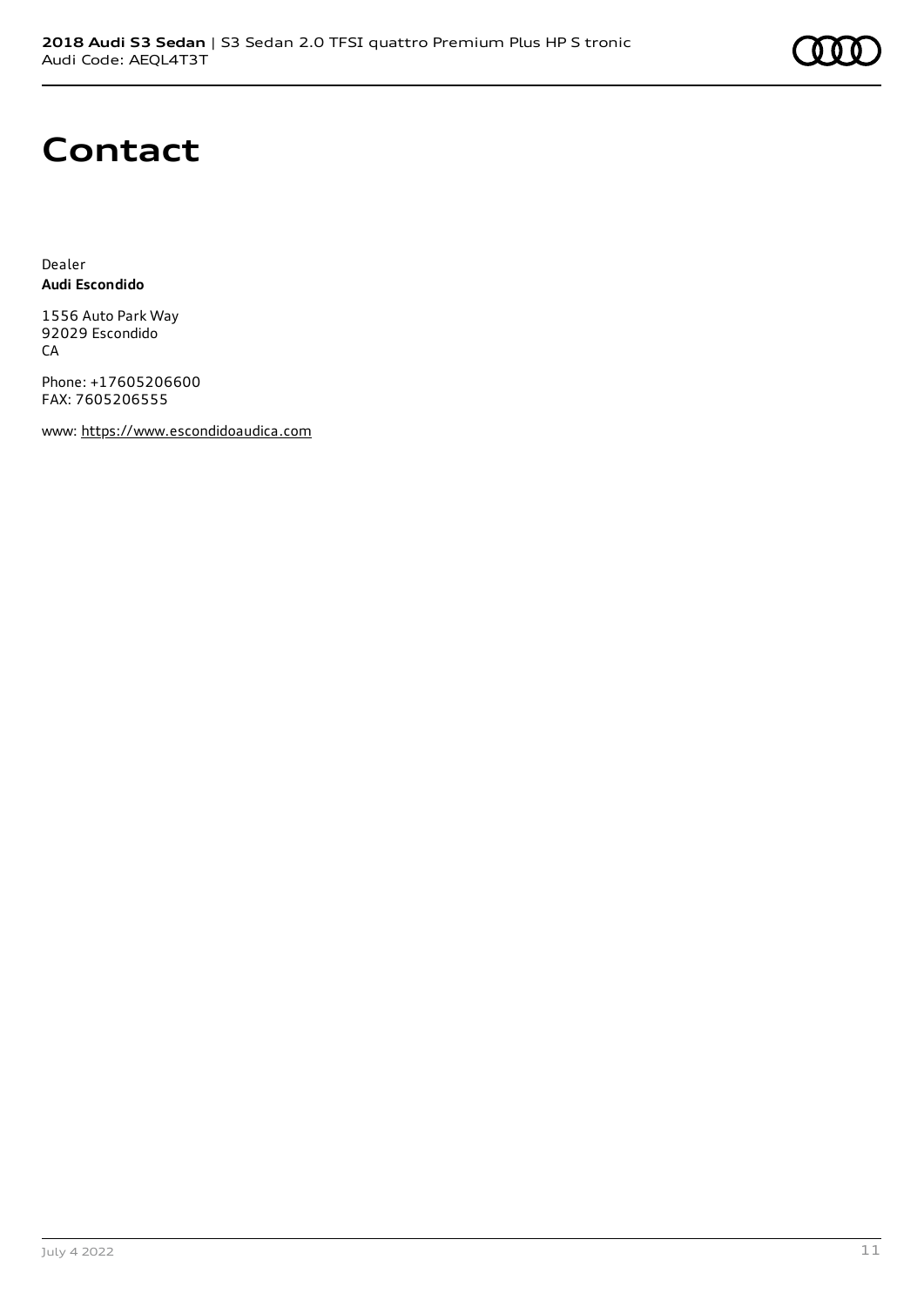# Contact

Dealer
**Audi Escondido**

1556 Auto Park Way
92029 Escondido
CA

Phone: +17605206600
FAX: 7605206555

www: https://www.escondidoaudica.com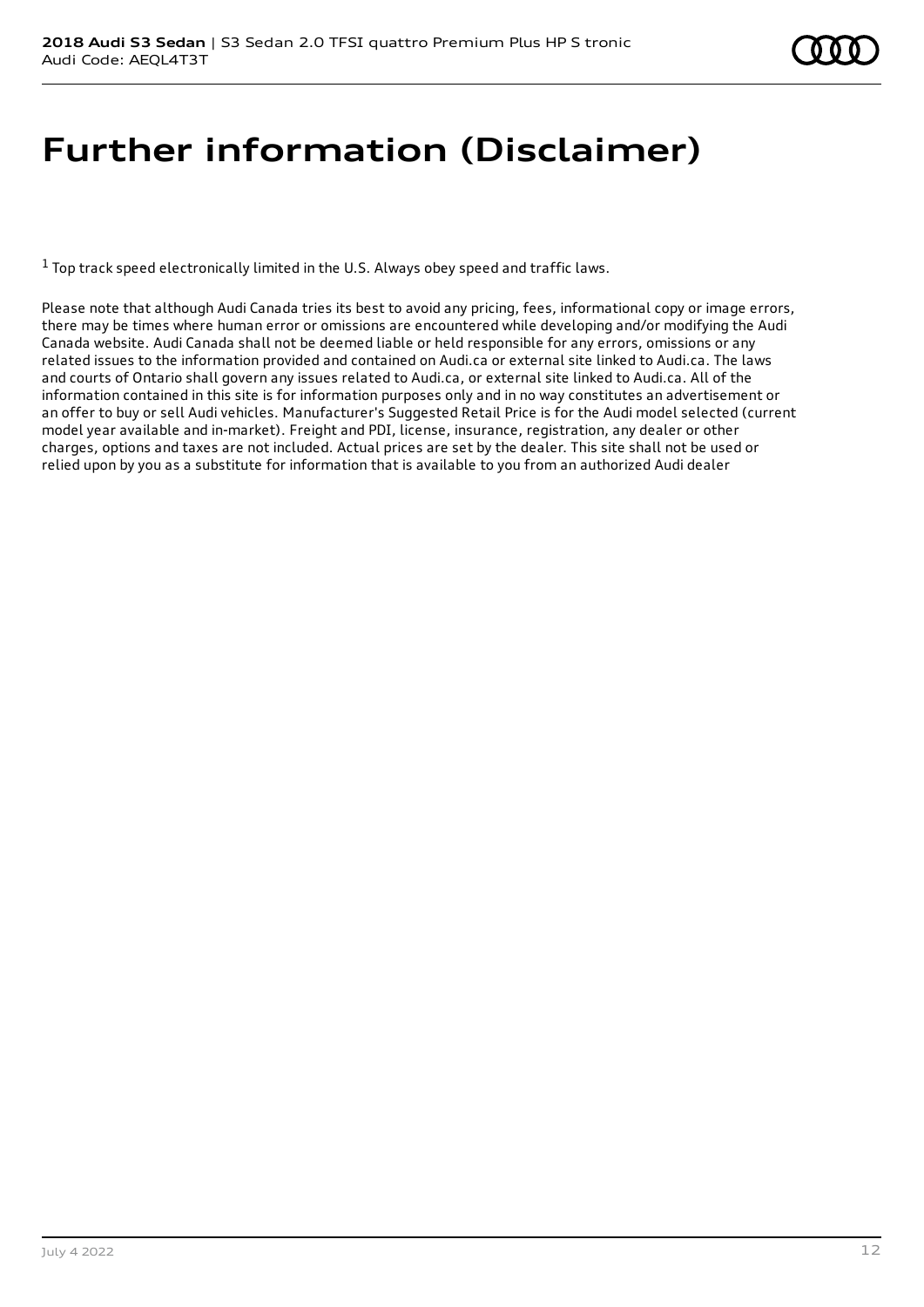# Further information (Disclaimer)

[1] Top track speed electronically limited in the U.S. Always obey speed and traffic laws.

Please note that although Audi Canada tries its best to avoid any pricing, fees, informational copy or image errors, there may be times where human error or omissions are encountered while developing and/or modifying the Audi Canada website. Audi Canada shall not be deemed liable or held responsible for any errors, omissions or any related issues to the information provided and contained on Audi.ca or external site linked to Audi.ca. The laws and courts of Ontario shall govern any issues related to Audi.ca, or external site linked to Audi.ca. All of the information contained in this site is for information purposes only and in no way constitutes an advertisement or an offer to buy or sell Audi vehicles. Manufacturer's Suggested Retail Price is for the Audi model selected (current model year available and in-market). Freight and PDI, license, insurance, registration, any dealer or other charges, options and taxes are not included. Actual prices are set by the dealer. This site shall not be used or relied upon by you as a substitute for information that is available to you from an authorized Audi dealer